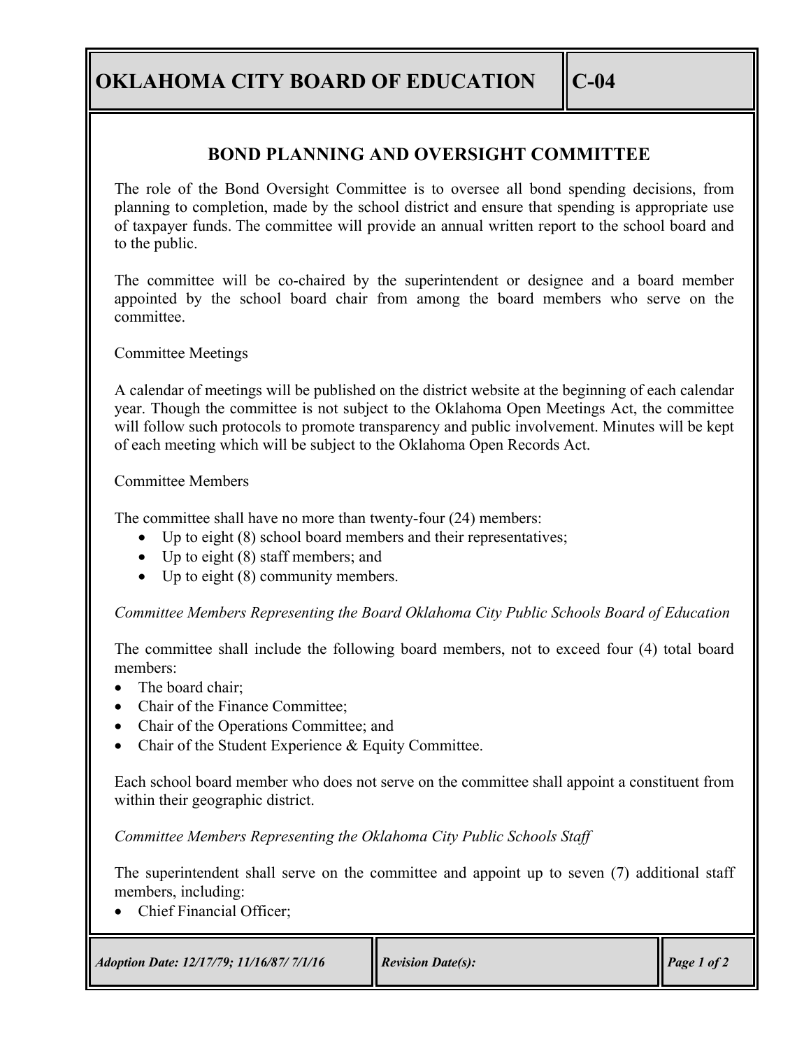# OKLAHOMA CITY BOARD OF EDUCATION — C-04

## BOND PLANNING AND OVERSIGHT COMMITTEE

The role of the Bond Oversight Committee is to oversee all bond spending decisions, from planning to completion, made by the school district and ensure that spending is appropriate use of taxpayer funds. The committee will provide an annual written report to the school board and to the public.

The committee will be co-chaired by the superintendent or designee and a board member appointed by the school board chair from among the board members who serve on the committee.

Committee Meetings

A calendar of meetings will be published on the district website at the beginning of each calendar year. Though the committee is not subject to the Oklahoma Open Meetings Act, the committee will follow such protocols to promote transparency and public involvement. Minutes will be kept of each meeting which will be subject to the Oklahoma Open Records Act.

Committee Members

The committee shall have no more than twenty-four (24) members:

- Up to eight (8) school board members and their representatives;
- Up to eight (8) staff members; and
- Up to eight (8) community members.

*Committee Members Representing the Board Oklahoma City Public Schools Board of Education*

The committee shall include the following board members, not to exceed four (4) total board members:

- The board chair;
- Chair of the Finance Committee;
- Chair of the Operations Committee; and
- Chair of the Student Experience & Equity Committee.

Each school board member who does not serve on the committee shall appoint a constituent from within their geographic district.

*Committee Members Representing the Oklahoma City Public Schools Staff*

The superintendent shall serve on the committee and appoint up to seven (7) additional staff members, including:

- Chief Financial Officer;

*Adoption Date: 12/17/79; 11/16/87/ 7/1/16* | *Revision Date(s):*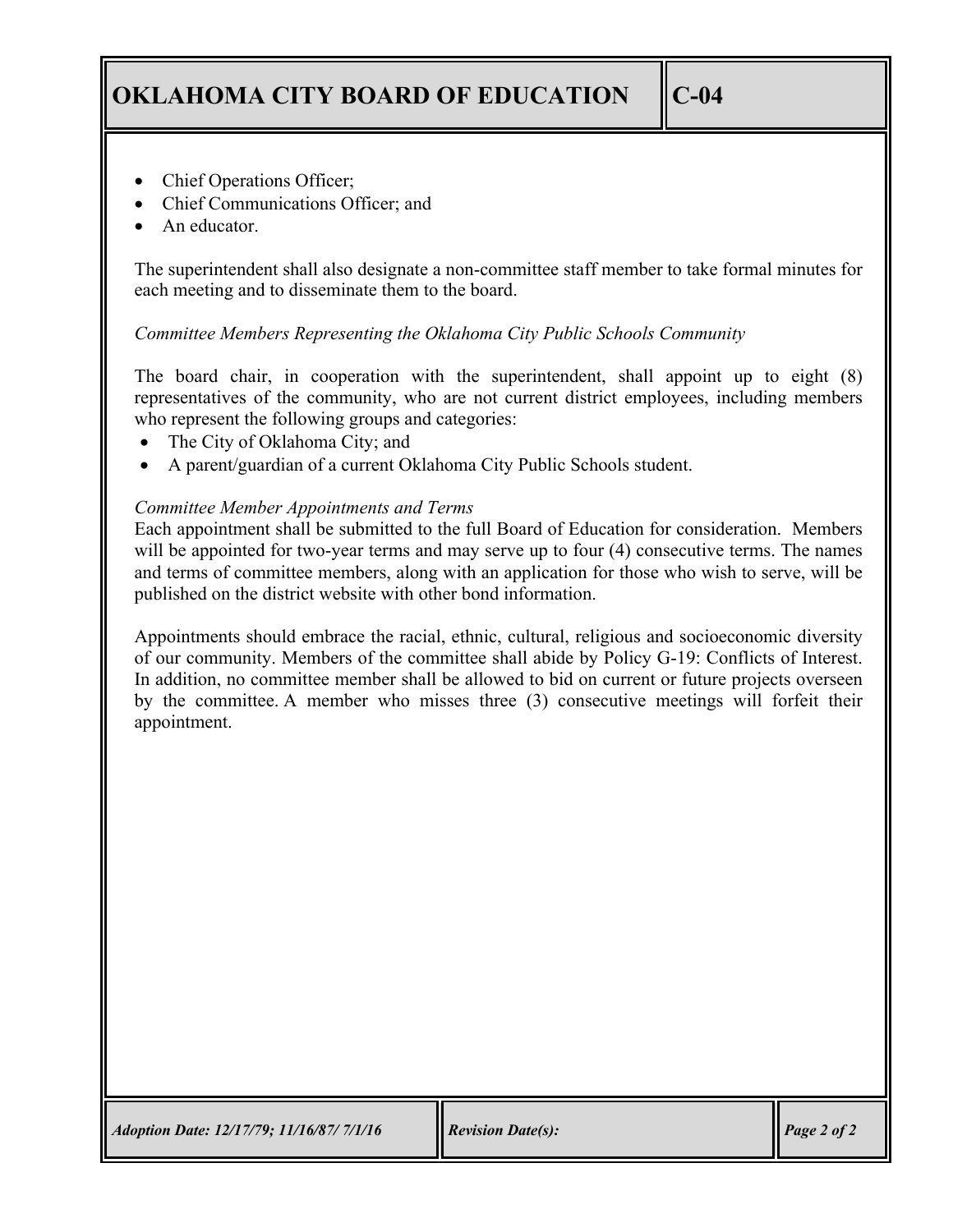- Chief Operations Officer;
- Chief Communications Officer; and
- An educator.

The superintendent shall also designate a non-committee staff member to take formal minutes for each meeting and to disseminate them to the board.

*Committee Members Representing the Oklahoma City Public Schools Community*

The board chair, in cooperation with the superintendent, shall appoint up to eight (8) representatives of the community, who are not current district employees, including members who represent the following groups and categories:

- The City of Oklahoma City; and
- A parent/guardian of a current Oklahoma City Public Schools student.

*Committee Member Appointments and Terms*

Each appointment shall be submitted to the full Board of Education for consideration. Members will be appointed for two-year terms and may serve up to four (4) consecutive terms. The names and terms of committee members, along with an application for those who wish to serve, will be published on the district website with other bond information.

Appointments should embrace the racial, ethnic, cultural, religious and socioeconomic diversity of our community. Members of the committee shall abide by Policy G-19: Conflicts of Interest. In addition, no committee member shall be allowed to bid on current or future projects overseen by the committee. A member who misses three (3) consecutive meetings will forfeit their appointment.

| | | |
|---|---|---|
| ***Adoption Date: 12/17/79; 11/16/87/ 7/1/16*** | ***Revision Date(s):*** | |